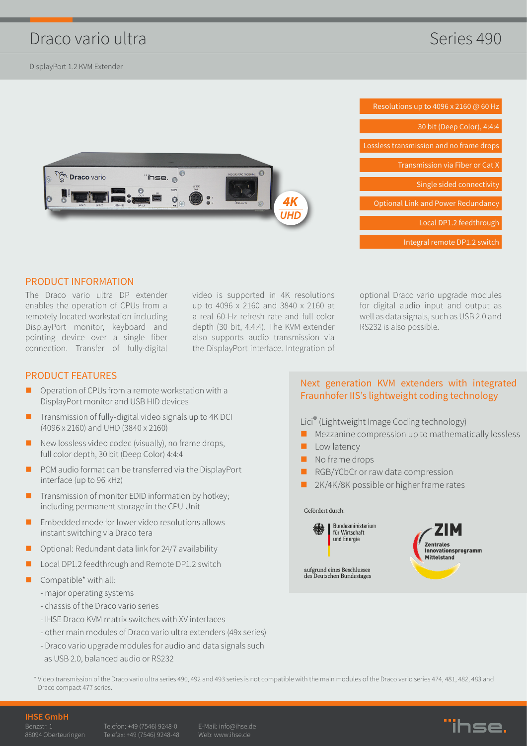# Draco vario ultra

Series 490

DisplayPort 1.2 KVM Extender

- Resolutions up to 4096 x 2160 @ 60 Hz
- 30 bit (Deep Color), 4:4:4
- Lossless transmission and no frame drops
- Transmission via Fiber or Cat X
- Single sided connectivity
- Optional Link and Power Redundancy
- Local DP1.2 feedthrough
- Integral remote DP1.2 switch

## PRODUCT INFORMATION

The Draco vario ultra DP extender enables the operation of CPUs from a remotely located workstation including DisplayPort monitor, keyboard and pointing device over a single fiber connection. Transfer of fully-digital video is supported in 4K resolutions up to 4096 x 2160 and 3840 x 2160 at a real 60-Hz refresh rate and full color depth (30 bit, 4:4:4). The KVM extender also supports audio transmission via the DisplayPort interface. Integration of optional Draco vario upgrade modules for digital audio input and output as well as data signals, such as USB 2.0 and RS232 is also possible.

## PRODUCT FEATURES

- Operation of CPUs from a remote workstation with a DisplayPort monitor and USB HID devices
- Transmission of fully-digital video signals up to 4K DCI (4096 x 2160) and UHD (3840 x 2160)
- New lossless video codec (visually), no frame drops, full color depth, 30 bit (Deep Color) 4:4:4
- PCM audio format can be transferred via the DisplayPort interface (up to 96 kHz)
- Transmission of monitor EDID information by hotkey; including permanent storage in the CPU Unit
- Embedded mode for lower video resolutions allows instant switching via Draco tera
- Optional: Redundant data link for 24/7 availability
- Local DP1.2 feedthrough and Remote DP1.2 switch
- Compatible* with all:
  - major operating systems
  - chassis of the Draco vario series
  - IHSE Draco KVM matrix switches with XV interfaces
  - other main modules of Draco vario ultra extenders (49x series)
  - Draco vario upgrade modules for audio and data signals such as USB 2.0, balanced audio or RS232

## Next generation KVM extenders with integrated Fraunhofer IIS's lightweight coding technology

Lici® (Lightweight Image Coding technology)

- Mezzanine compression up to mathematically lossless
- Low latency
- No frame drops
- RGB/YCbCr or raw data compression
- 2K/4K/8K possible or higher frame rates

Gefördert durch:

Bundesministerium für Wirtschaft und Energie

aufgrund eines Beschlusses des Deutschen Bundestages

ZIM Zentrales Innovationsprogramm Mittelstand

\* Video transmission of the Draco vario ultra series 490, 492 and 493 series is not compatible with the main modules of the Draco vario series 474, 481, 482, 483 and Draco compact 477 series.

**IHSE GmbH**
Benzstr. 1
88094 Oberteuringen

Telefon: +49 (7546) 9248-0
Telefax: +49 (7546) 9248-48

E-Mail: info@ihse.de
Web: www.ihse.de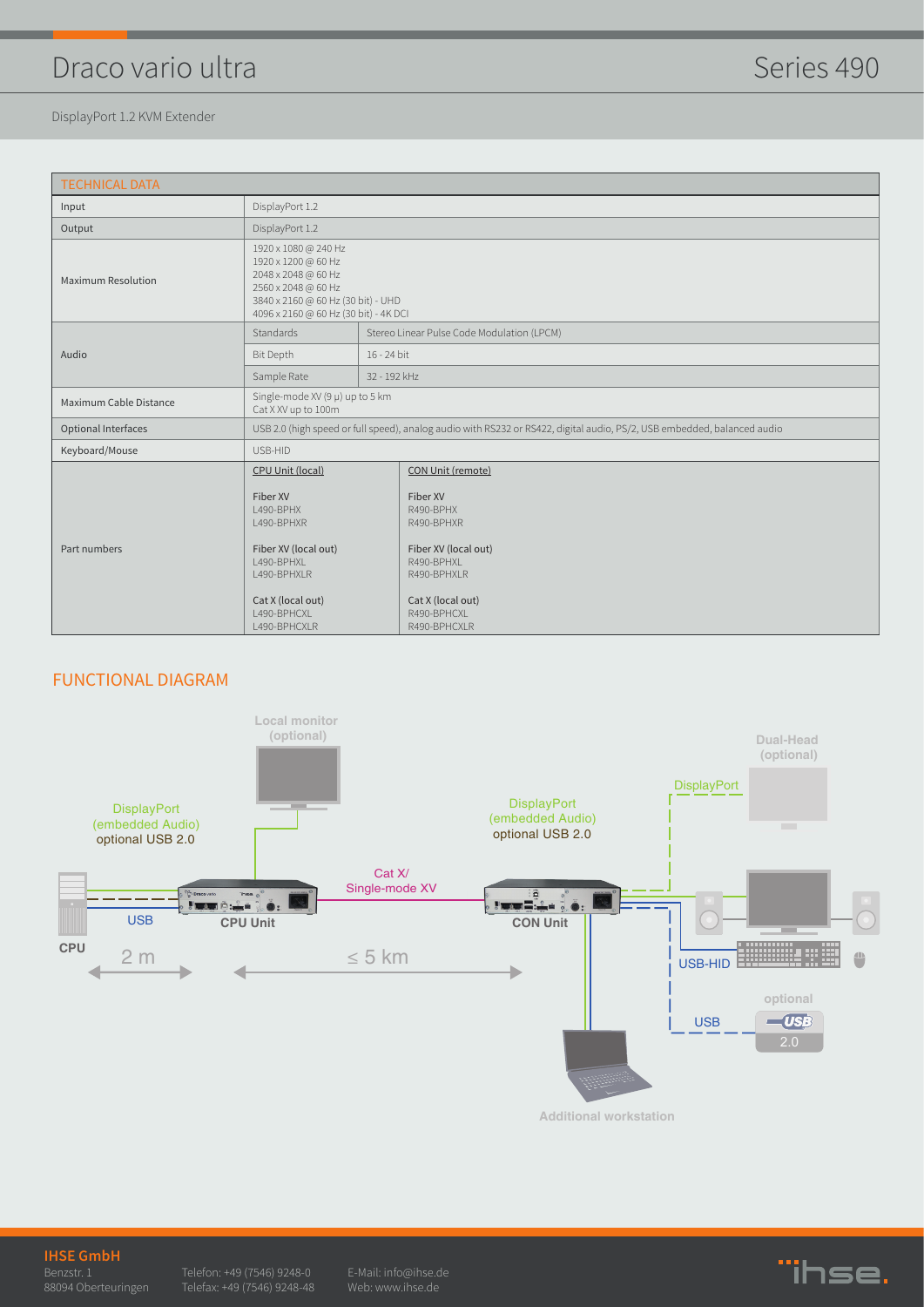# Draco vario ultra

Series 490

DisplayPort 1.2 KVM Extender

| TECHNICAL DATA | | |
|---|---|---|
| Input | DisplayPort 1.2 | |
| Output | DisplayPort 1.2 | |
| Maximum Resolution | 1920 x 1080 @ 240 Hz<br>1920 x 1200 @ 60 Hz<br>2048 x 2048 @ 60 Hz<br>2560 x 2048 @ 60 Hz<br>3840 x 2160 @ 60 Hz (30 bit) - UHD<br>4096 x 2160 @ 60 Hz (30 bit) - 4K DCI | |
| Audio | Standards | Stereo Linear Pulse Code Modulation (LPCM) |
| | Bit Depth | 16 - 24 bit |
| | Sample Rate | 32 - 192 kHz |
| Maximum Cable Distance | Single-mode XV (9 µ) up to 5 km<br>Cat X XV up to 100m | |
| Optional Interfaces | USB 2.0 (high speed or full speed), analog audio with RS232 or RS422, digital audio, PS/2, USB embedded, balanced audio | |
| Keyboard/Mouse | USB-HID | |
| Part numbers | CPU Unit (local)<br><br>Fiber XV<br>L490-BPHX<br>L490-BPHXR<br><br>Fiber XV (local out)<br>L490-BPHXL<br>L490-BPHXLR<br><br>Cat X (local out)<br>L490-BPHCXL<br>L490-BPHCXLR | CON Unit (remote)<br><br>Fiber XV<br>R490-BPHX<br>R490-BPHXR<br><br>Fiber XV (local out)<br>R490-BPHXL<br>R490-BPHXLR<br><br>Cat X (local out)<br>R490-BPHCXL<br>R490-BPHCXLR |

## FUNCTIONAL DIAGRAM

Local monitor (optional)

DisplayPort (embedded Audio) optional USB 2.0

USB

CPU

CPU Unit

2 m

Cat X/ Single-mode XV

≤ 5 km

DisplayPort (embedded Audio) optional USB 2.0

CON Unit

Dual-Head (optional)

DisplayPort

USB-HID

optional

USB

USB 2.0

Additional workstation

**IHSE GmbH**
Benzstr. 1
88094 Oberteuringen

Telefon: +49 (7546) 9248-0
Telefax: +49 (7546) 9248-48

E-Mail: info@ihse.de
Web: www.ihse.de